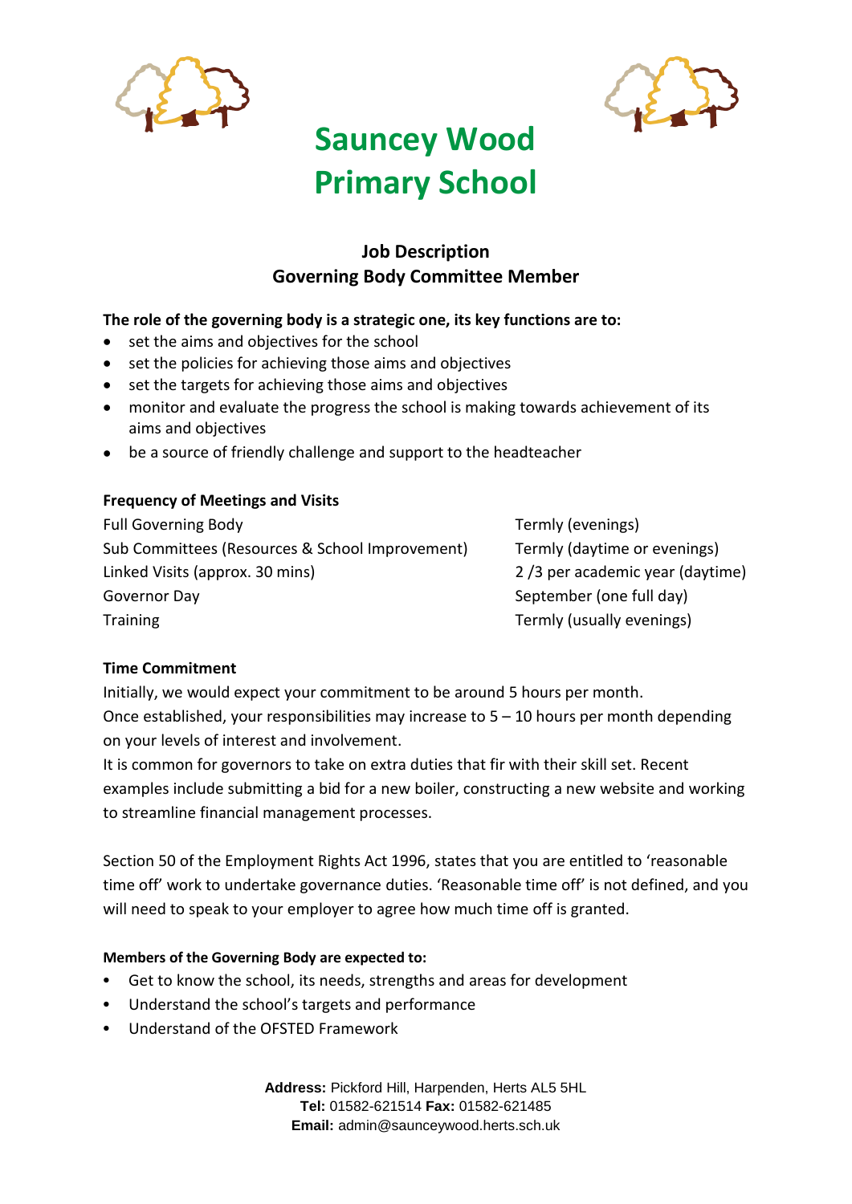# Sauncey Wood Primary School

## Job Description
## Governing Body Committee Member

**The role of the governing body is a strategic one, its key functions are to:**

- set the aims and objectives for the school
- set the policies for achieving those aims and objectives
- set the targets for achieving those aims and objectives
- monitor and evaluate the progress the school is making towards achievement of its aims and objectives
- be a source of friendly challenge and support to the headteacher

**Frequency of Meetings and Visits**

| | |
|---|---|
| Full Governing Body | Termly (evenings) |
| Sub Committees (Resources & School Improvement) | Termly (daytime or evenings) |
| Linked Visits (approx. 30 mins) | 2 /3 per academic year (daytime) |
| Governor Day | September (one full day) |
| Training | Termly (usually evenings) |

**Time Commitment**

Initially, we would expect your commitment to be around 5 hours per month.
Once established, your responsibilities may increase to 5 – 10 hours per month depending on your levels of interest and involvement.
It is common for governors to take on extra duties that fir with their skill set. Recent examples include submitting a bid for a new boiler, constructing a new website and working to streamline financial management processes.

Section 50 of the Employment Rights Act 1996, states that you are entitled to 'reasonable time off' work to undertake governance duties. 'Reasonable time off' is not defined, and you will need to speak to your employer to agree how much time off is granted.

**Members of the Governing Body are expected to:**

- Get to know the school, its needs, strengths and areas for development
- Understand the school's targets and performance
- Understand of the OFSTED Framework

**Address:** Pickford Hill, Harpenden, Herts AL5 5HL
**Tel:** 01582-621514 **Fax:** 01582-621485
**Email:** admin@saunceywood.herts.sch.uk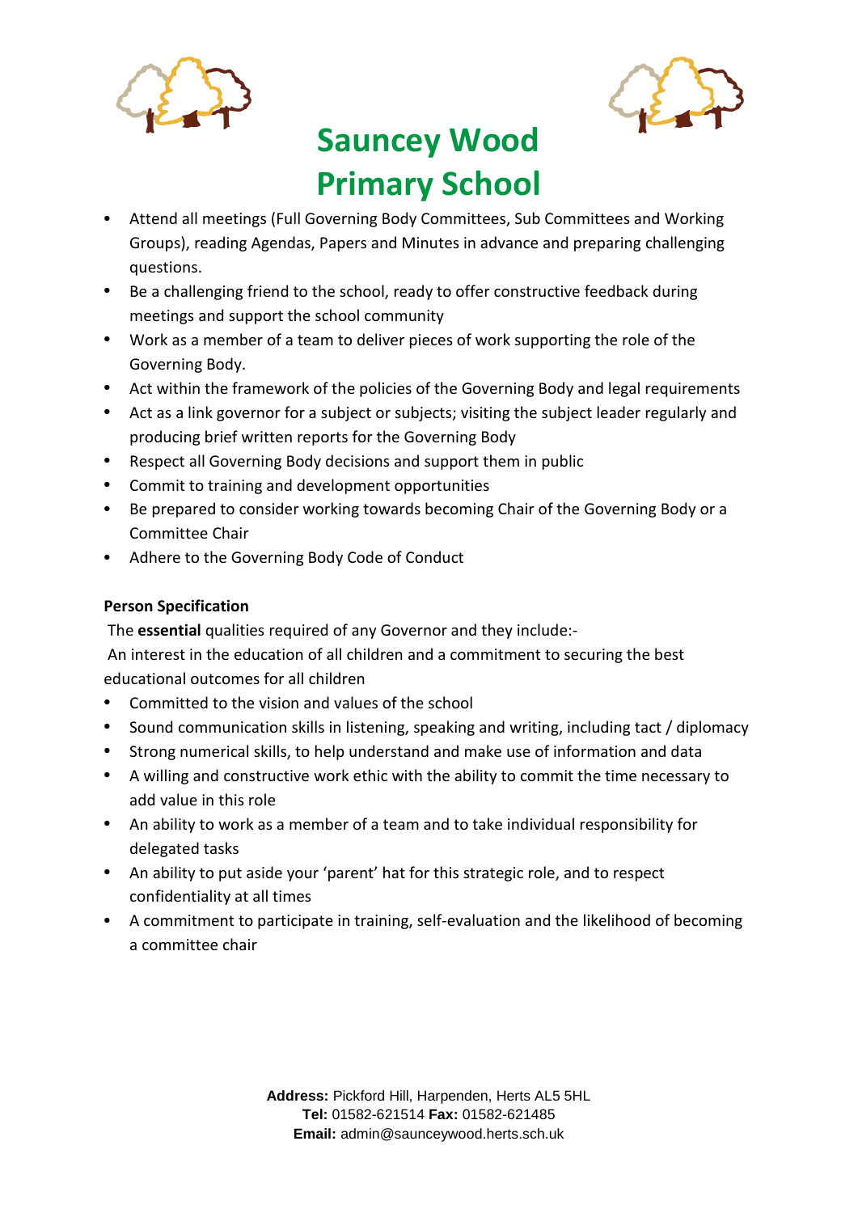# Sauncey Wood Primary School

- Attend all meetings (Full Governing Body Committees, Sub Committees and Working Groups), reading Agendas, Papers and Minutes in advance and preparing challenging questions.
- Be a challenging friend to the school, ready to offer constructive feedback during meetings and support the school community
- Work as a member of a team to deliver pieces of work supporting the role of the Governing Body.
- Act within the framework of the policies of the Governing Body and legal requirements
- Act as a link governor for a subject or subjects; visiting the subject leader regularly and producing brief written reports for the Governing Body
- Respect all Governing Body decisions and support them in public
- Commit to training and development opportunities
- Be prepared to consider working towards becoming Chair of the Governing Body or a Committee Chair
- Adhere to the Governing Body Code of Conduct

**Person Specification**

The **essential** qualities required of any Governor and they include:-

An interest in the education of all children and a commitment to securing the best educational outcomes for all children

- Committed to the vision and values of the school
- Sound communication skills in listening, speaking and writing, including tact / diplomacy
- Strong numerical skills, to help understand and make use of information and data
- A willing and constructive work ethic with the ability to commit the time necessary to add value in this role
- An ability to work as a member of a team and to take individual responsibility for delegated tasks
- An ability to put aside your 'parent' hat for this strategic role, and to respect confidentiality at all times
- A commitment to participate in training, self-evaluation and the likelihood of becoming a committee chair

**Address:** Pickford Hill, Harpenden, Herts AL5 5HL
**Tel:** 01582-621514 **Fax:** 01582-621485
**Email:** admin@saunceywood.herts.sch.uk